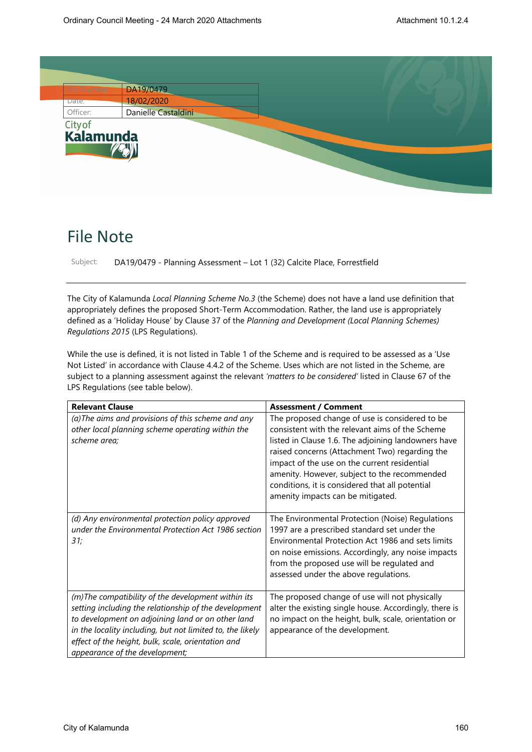| File Number | DA19/0479 |
| --- | --- |
| Date: | 18/02/2020 |
| Officer: | Danielle Castaldini |

City of Kalamunda

# File Note

Subject: DA19/0479 - Planning Assessment – Lot 1 (32) Calcite Place, Forrestfield

The City of Kalamunda *Local Planning Scheme No.3* (the Scheme) does not have a land use definition that appropriately defines the proposed Short-Term Accommodation. Rather, the land use is appropriately defined as a 'Holiday House' by Clause 37 of the *Planning and Development (Local Planning Schemes) Regulations 2015* (LPS Regulations).

While the use is defined, it is not listed in Table 1 of the Scheme and is required to be assessed as a 'Use Not Listed' in accordance with Clause 4.4.2 of the Scheme. Uses which are not listed in the Scheme, are subject to a planning assessment against the relevant *'matters to be considered'* listed in Clause 67 of the LPS Regulations (see table below).

| Relevant Clause | Assessment / Comment |
| --- | --- |
| *(a)The aims and provisions of this scheme and any other local planning scheme operating within the scheme area;* | The proposed change of use is considered to be consistent with the relevant aims of the Scheme listed in Clause 1.6. The adjoining landowners have raised concerns (Attachment Two) regarding the impact of the use on the current residential amenity. However, subject to the recommended conditions, it is considered that all potential amenity impacts can be mitigated. |
| *(d) Any environmental protection policy approved under the Environmental Protection Act 1986 section 31;* | The Environmental Protection (Noise) Regulations 1997 are a prescribed standard set under the Environmental Protection Act 1986 and sets limits on noise emissions. Accordingly, any noise impacts from the proposed use will be regulated and assessed under the above regulations. |
| *(m)The compatibility of the development within its setting including the relationship of the development to development on adjoining land or on other land in the locality including, but not limited to, the likely effect of the height, bulk, scale, orientation and appearance of the development;* | The proposed change of use will not physically alter the existing single house. Accordingly, there is no impact on the height, bulk, scale, orientation or appearance of the development. |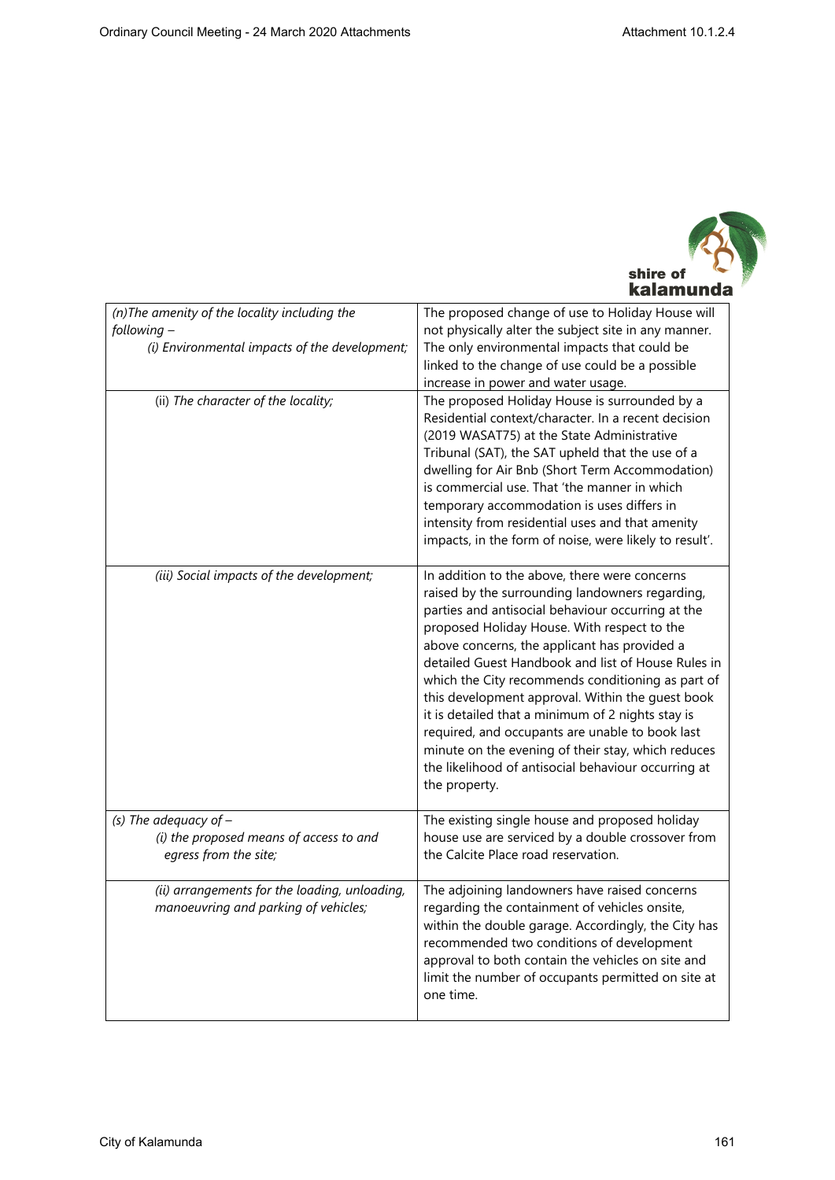| | |
|---|---|
| *(n)The amenity of the locality including the following –*<br>*(i) Environmental impacts of the development;* | The proposed change of use to Holiday House will not physically alter the subject site in any manner. The only environmental impacts that could be linked to the change of use could be a possible increase in power and water usage. |
| (ii) *The character of the locality;* | The proposed Holiday House is surrounded by a Residential context/character. In a recent decision (2019 WASAT75) at the State Administrative Tribunal (SAT), the SAT upheld that the use of a dwelling for Air Bnb (Short Term Accommodation) is commercial use. That 'the manner in which temporary accommodation is uses differs in intensity from residential uses and that amenity impacts, in the form of noise, were likely to result'. |
| *(iii) Social impacts of the development;* | In addition to the above, there were concerns raised by the surrounding landowners regarding, parties and antisocial behaviour occurring at the proposed Holiday House. With respect to the above concerns, the applicant has provided a detailed Guest Handbook and list of House Rules in which the City recommends conditioning as part of this development approval. Within the guest book it is detailed that a minimum of 2 nights stay is required, and occupants are unable to book last minute on the evening of their stay, which reduces the likelihood of antisocial behaviour occurring at the property. |
| *(s) The adequacy of –*<br>*(i) the proposed means of access to and egress from the site;* | The existing single house and proposed holiday house use are serviced by a double crossover from the Calcite Place road reservation. |
| *(ii) arrangements for the loading, unloading, manoeuvring and parking of vehicles;* | The adjoining landowners have raised concerns regarding the containment of vehicles onsite, within the double garage. Accordingly, the City has recommended two conditions of development approval to both contain the vehicles on site and limit the number of occupants permitted on site at one time. |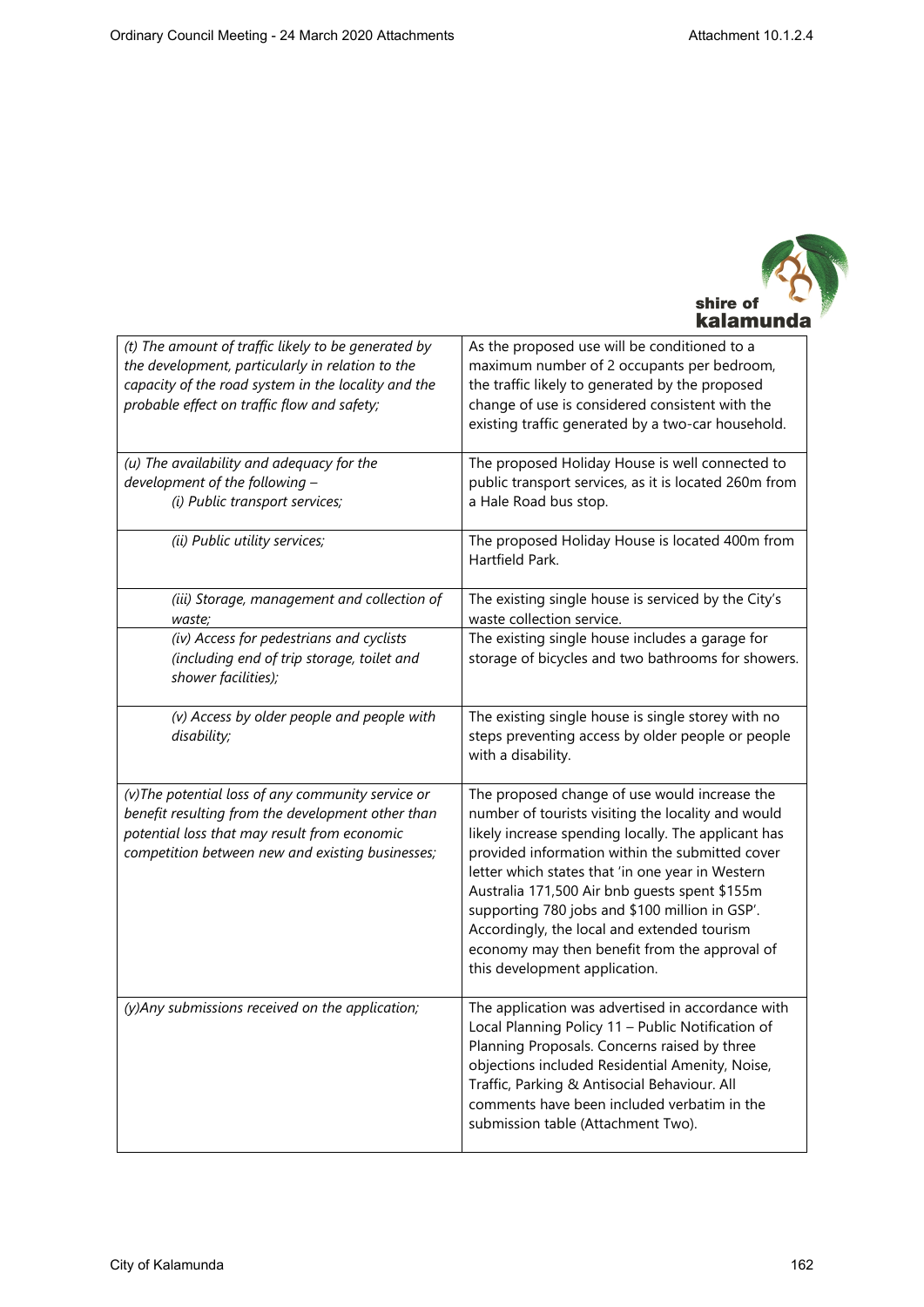| | |
|---|---|
| *(t) The amount of traffic likely to be generated by the development, particularly in relation to the capacity of the road system in the locality and the probable effect on traffic flow and safety;* | As the proposed use will be conditioned to a maximum number of 2 occupants per bedroom, the traffic likely to generated by the proposed change of use is considered consistent with the existing traffic generated by a two-car household. |
| *(u) The availability and adequacy for the development of the following –*<br>*(i) Public transport services;* | The proposed Holiday House is well connected to public transport services, as it is located 260m from a Hale Road bus stop. |
| *(ii) Public utility services;* | The proposed Holiday House is located 400m from Hartfield Park. |
| *(iii) Storage, management and collection of waste;* | The existing single house is serviced by the City's waste collection service. |
| *(iv) Access for pedestrians and cyclists (including end of trip storage, toilet and shower facilities);* | The existing single house includes a garage for storage of bicycles and two bathrooms for showers. |
| *(v) Access by older people and people with disability;* | The existing single house is single storey with no steps preventing access by older people or people with a disability. |
| *(v)The potential loss of any community service or benefit resulting from the development other than potential loss that may result from economic competition between new and existing businesses;* | The proposed change of use would increase the number of tourists visiting the locality and would likely increase spending locally. The applicant has provided information within the submitted cover letter which states that 'in one year in Western Australia 171,500 Air bnb guests spent $155m supporting 780 jobs and $100 million in GSP'. Accordingly, the local and extended tourism economy may then benefit from the approval of this development application. |
| *(y)Any submissions received on the application;* | The application was advertised in accordance with Local Planning Policy 11 – Public Notification of Planning Proposals. Concerns raised by three objections included Residential Amenity, Noise, Traffic, Parking & Antisocial Behaviour. All comments have been included verbatim in the submission table (Attachment Two). |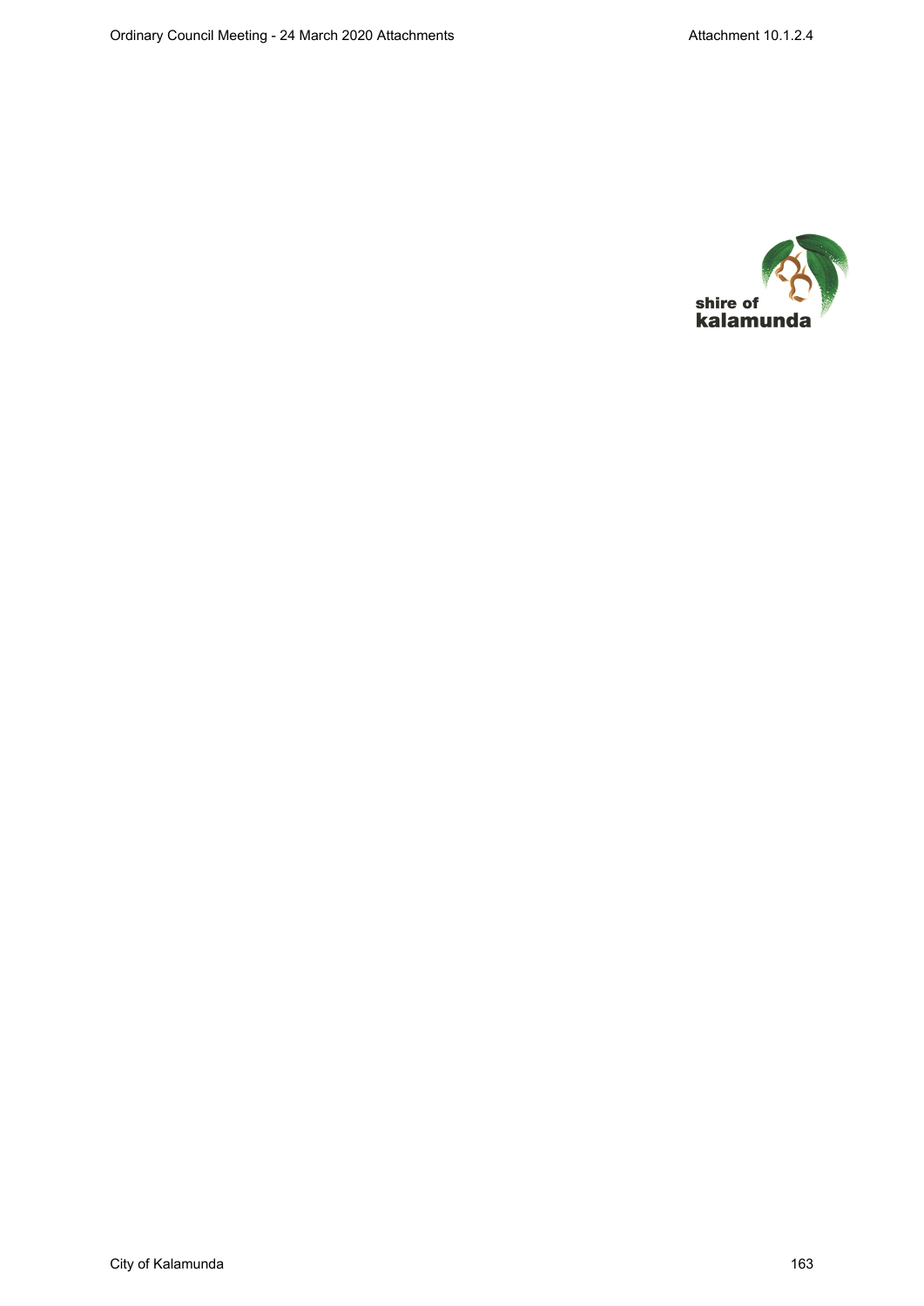shire of
kalamunda